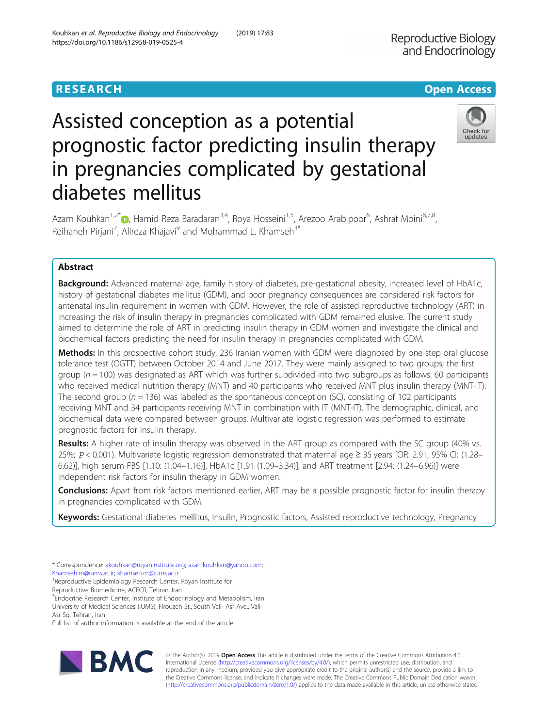RESEARCH Open Access

# Assisted conception as a potential prognostic factor predicting insulin therapy in pregnancies complicated by gestational diabetes mellitus

Azam Kouhkan[1,2*], Hamid Reza Baradaran[3,4], Roya Hosseini[1,5], Arezoo Arabipoor[6], Ashraf Moini[6,7,8], Reihaneh Pirjani[7], Alireza Khajavi[9] and Mohammad E. Khamseh[3*]

## Abstract

**Background:** Advanced maternal age, family history of diabetes, pre-gestational obesity, increased level of HbA1c, history of gestational diabetes mellitus (GDM), and poor pregnancy consequences are considered risk factors for antenatal insulin requirement in women with GDM. However, the role of assisted reproductive technology (ART) in increasing the risk of insulin therapy in pregnancies complicated with GDM remained elusive. The current study aimed to determine the role of ART in predicting insulin therapy in GDM women and investigate the clinical and biochemical factors predicting the need for insulin therapy in pregnancies complicated with GDM.

**Methods:** In this prospective cohort study, 236 Iranian women with GDM were diagnosed by one-step oral glucose tolerance test (OGTT) between October 2014 and June 2017. They were mainly assigned to two groups; the first group ($n = 100$) was designated as ART which was further subdivided into two subgroups as follows: 60 participants who received medical nutrition therapy (MNT) and 40 participants who received MNT plus insulin therapy (MNT-IT). The second group ($n = 136$) was labeled as the spontaneous conception (SC), consisting of 102 participants receiving MNT and 34 participants receiving MNT in combination with IT (MNT-IT). The demographic, clinical, and biochemical data were compared between groups. Multivariate logistic regression was performed to estimate prognostic factors for insulin therapy.

**Results:** A higher rate of insulin therapy was observed in the ART group as compared with the SC group (40% vs. 25%; $P < 0.001$). Multivariate logistic regression demonstrated that maternal age ≥ 35 years [OR: 2.91, 95% CI: (1.28–6.62)], high serum FBS [1.10: (1.04–1.16)], HbA1c [1.91 (1.09–3.34)], and ART treatment [2.94: (1.24–6.96)] were independent risk factors for insulin therapy in GDM women.

**Conclusions:** Apart from risk factors mentioned earlier, ART may be a possible prognostic factor for insulin therapy in pregnancies complicated with GDM.

**Keywords:** Gestational diabetes mellitus, Insulin, Prognostic factors, Assisted reproductive technology, Pregnancy

---

* Correspondence: akouhkan@royaninstitute.org; azamkouhkan@yahoo.com; Khamseh.m@iums.ac.ir; khamseh.m@iums.ac.ir

[1]Reproductive Epidemiology Research Center, Royan Institute for Reproductive Biomedicine, ACECR, Tehran, Iran

[3]Endocrine Research Center, Institute of Endocrinology and Metabolism, Iran University of Medical Sciences (IUMS), Firouzeh St., South Vali- Asr Ave., Vali-Asr Sq, Tehran, Iran

Full list of author information is available at the end of the article

© The Author(s). 2019 **Open Access** This article is distributed under the terms of the Creative Commons Attribution 4.0 International License (http://creativecommons.org/licenses/by/4.0/), which permits unrestricted use, distribution, and reproduction in any medium, provided you give appropriate credit to the original author(s) and the source, provide a link to the Creative Commons license, and indicate if changes were made. The Creative Commons Public Domain Dedication waiver (http://creativecommons.org/publicdomain/zero/1.0/) applies to the data made available in this article, unless otherwise stated.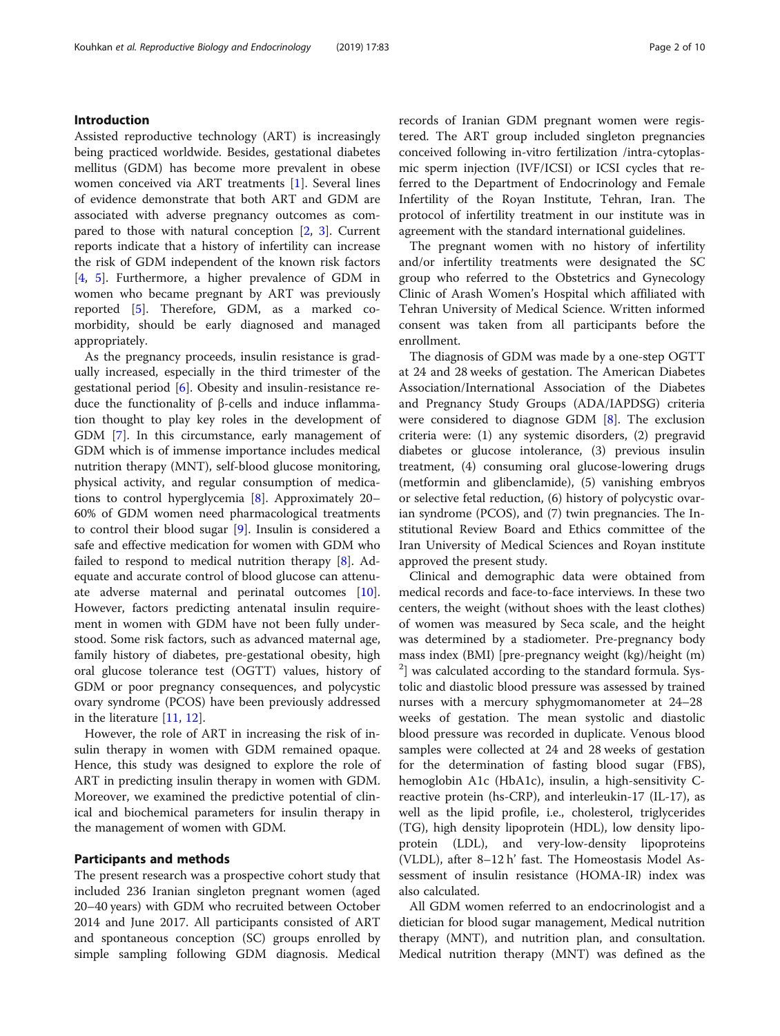## Introduction

Assisted reproductive technology (ART) is increasingly being practiced worldwide. Besides, gestational diabetes mellitus (GDM) has become more prevalent in obese women conceived via ART treatments [1]. Several lines of evidence demonstrate that both ART and GDM are associated with adverse pregnancy outcomes as compared to those with natural conception [2, 3]. Current reports indicate that a history of infertility can increase the risk of GDM independent of the known risk factors [4, 5]. Furthermore, a higher prevalence of GDM in women who became pregnant by ART was previously reported [5]. Therefore, GDM, as a marked comorbidity, should be early diagnosed and managed appropriately.

As the pregnancy proceeds, insulin resistance is gradually increased, especially in the third trimester of the gestational period [6]. Obesity and insulin-resistance reduce the functionality of β-cells and induce inflammation thought to play key roles in the development of GDM [7]. In this circumstance, early management of GDM which is of immense importance includes medical nutrition therapy (MNT), self-blood glucose monitoring, physical activity, and regular consumption of medications to control hyperglycemia [8]. Approximately 20–60% of GDM women need pharmacological treatments to control their blood sugar [9]. Insulin is considered a safe and effective medication for women with GDM who failed to respond to medical nutrition therapy [8]. Adequate and accurate control of blood glucose can attenuate adverse maternal and perinatal outcomes [10]. However, factors predicting antenatal insulin requirement in women with GDM have not been fully understood. Some risk factors, such as advanced maternal age, family history of diabetes, pre-gestational obesity, high oral glucose tolerance test (OGTT) values, history of GDM or poor pregnancy consequences, and polycystic ovary syndrome (PCOS) have been previously addressed in the literature [11, 12].

However, the role of ART in increasing the risk of insulin therapy in women with GDM remained opaque. Hence, this study was designed to explore the role of ART in predicting insulin therapy in women with GDM. Moreover, we examined the predictive potential of clinical and biochemical parameters for insulin therapy in the management of women with GDM.

## Participants and methods

The present research was a prospective cohort study that included 236 Iranian singleton pregnant women (aged 20–40 years) with GDM who recruited between October 2014 and June 2017. All participants consisted of ART and spontaneous conception (SC) groups enrolled by simple sampling following GDM diagnosis. Medical records of Iranian GDM pregnant women were registered. The ART group included singleton pregnancies conceived following in-vitro fertilization /intra-cytoplasmic sperm injection (IVF/ICSI) or ICSI cycles that referred to the Department of Endocrinology and Female Infertility of the Royan Institute, Tehran, Iran. The protocol of infertility treatment in our institute was in agreement with the standard international guidelines.

The pregnant women with no history of infertility and/or infertility treatments were designated the SC group who referred to the Obstetrics and Gynecology Clinic of Arash Women's Hospital which affiliated with Tehran University of Medical Science. Written informed consent was taken from all participants before the enrollment.

The diagnosis of GDM was made by a one-step OGTT at 24 and 28 weeks of gestation. The American Diabetes Association/International Association of the Diabetes and Pregnancy Study Groups (ADA/IAPDSG) criteria were considered to diagnose GDM [8]. The exclusion criteria were: (1) any systemic disorders, (2) pregravid diabetes or glucose intolerance, (3) previous insulin treatment, (4) consuming oral glucose-lowering drugs (metformin and glibenclamide), (5) vanishing embryos or selective fetal reduction, (6) history of polycystic ovarian syndrome (PCOS), and (7) twin pregnancies. The Institutional Review Board and Ethics committee of the Iran University of Medical Sciences and Royan institute approved the present study.

Clinical and demographic data were obtained from medical records and face-to-face interviews. In these two centers, the weight (without shoes with the least clothes) of women was measured by Seca scale, and the height was determined by a stadiometer. Pre-pregnancy body mass index (BMI) [pre-pregnancy weight (kg)/height (m)$^2$] was calculated according to the standard formula. Systolic and diastolic blood pressure was assessed by trained nurses with a mercury sphygmomanometer at 24–28 weeks of gestation. The mean systolic and diastolic blood pressure was recorded in duplicate. Venous blood samples were collected at 24 and 28 weeks of gestation for the determination of fasting blood sugar (FBS), hemoglobin A1c (HbA1c), insulin, a high-sensitivity C-reactive protein (hs-CRP), and interleukin-17 (IL-17), as well as the lipid profile, i.e., cholesterol, triglycerides (TG), high density lipoprotein (HDL), low density lipoprotein (LDL), and very-low-density lipoproteins (VLDL), after 8–12 h' fast. The Homeostasis Model Assessment of insulin resistance (HOMA-IR) index was also calculated.

All GDM women referred to an endocrinologist and a dietician for blood sugar management, Medical nutrition therapy (MNT), and nutrition plan, and consultation. Medical nutrition therapy (MNT) was defined as the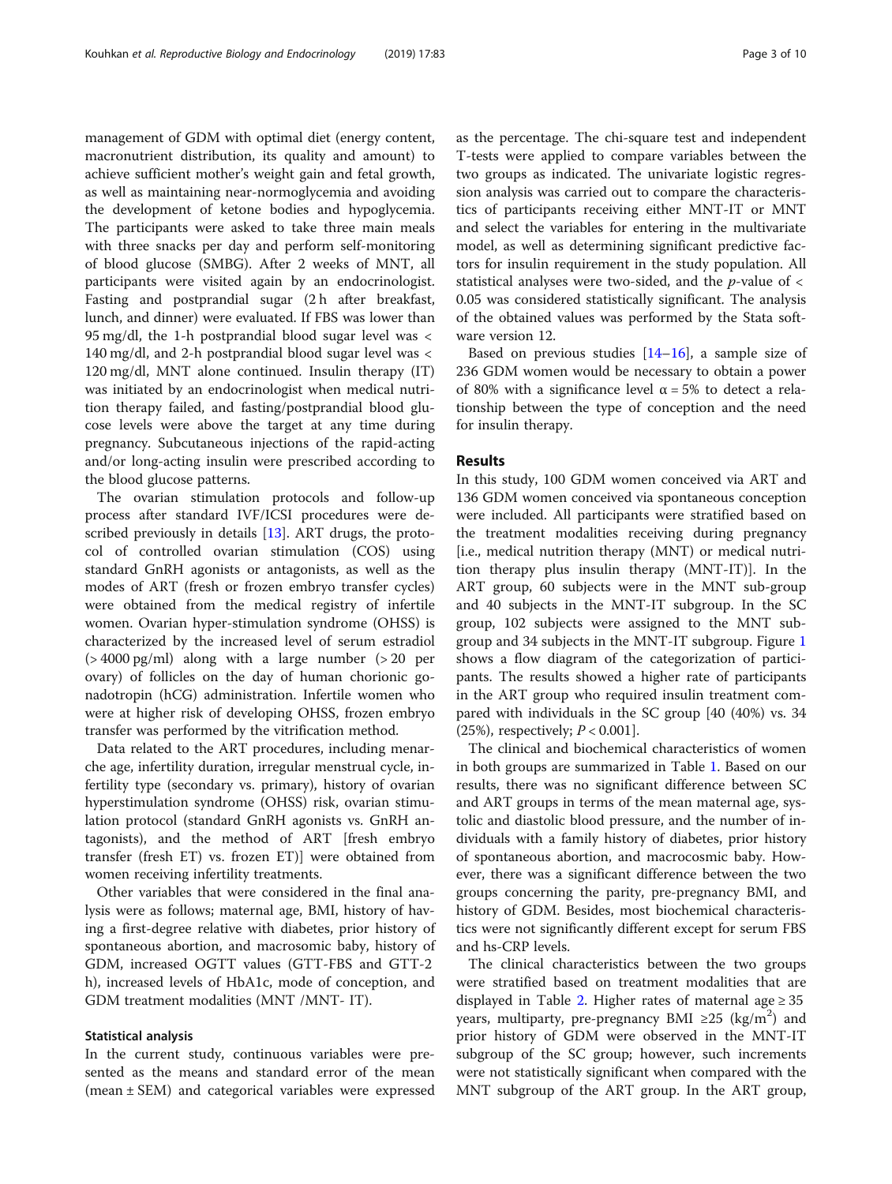management of GDM with optimal diet (energy content, macronutrient distribution, its quality and amount) to achieve sufficient mother's weight gain and fetal growth, as well as maintaining near-normoglycemia and avoiding the development of ketone bodies and hypoglycemia. The participants were asked to take three main meals with three snacks per day and perform self-monitoring of blood glucose (SMBG). After 2 weeks of MNT, all participants were visited again by an endocrinologist. Fasting and postprandial sugar (2 h after breakfast, lunch, and dinner) were evaluated. If FBS was lower than 95 mg/dl, the 1-h postprandial blood sugar level was < 140 mg/dl, and 2-h postprandial blood sugar level was < 120 mg/dl, MNT alone continued. Insulin therapy (IT) was initiated by an endocrinologist when medical nutrition therapy failed, and fasting/postprandial blood glucose levels were above the target at any time during pregnancy. Subcutaneous injections of the rapid-acting and/or long-acting insulin were prescribed according to the blood glucose patterns.

The ovarian stimulation protocols and follow-up process after standard IVF/ICSI procedures were described previously in details [13]. ART drugs, the protocol of controlled ovarian stimulation (COS) using standard GnRH agonists or antagonists, as well as the modes of ART (fresh or frozen embryo transfer cycles) were obtained from the medical registry of infertile women. Ovarian hyper-stimulation syndrome (OHSS) is characterized by the increased level of serum estradiol (> 4000 pg/ml) along with a large number (> 20 per ovary) of follicles on the day of human chorionic gonadotropin (hCG) administration. Infertile women who were at higher risk of developing OHSS, frozen embryo transfer was performed by the vitrification method.

Data related to the ART procedures, including menarche age, infertility duration, irregular menstrual cycle, infertility type (secondary vs. primary), history of ovarian hyperstimulation syndrome (OHSS) risk, ovarian stimulation protocol (standard GnRH agonists vs. GnRH antagonists), and the method of ART [fresh embryo transfer (fresh ET) vs. frozen ET)] were obtained from women receiving infertility treatments.

Other variables that were considered in the final analysis were as follows; maternal age, BMI, history of having a first-degree relative with diabetes, prior history of spontaneous abortion, and macrosomic baby, history of GDM, increased OGTT values (GTT-FBS and GTT-2 h), increased levels of HbA1c, mode of conception, and GDM treatment modalities (MNT /MNT- IT).

### Statistical analysis

In the current study, continuous variables were presented as the means and standard error of the mean (mean ± SEM) and categorical variables were expressed as the percentage. The chi-square test and independent T-tests were applied to compare variables between the two groups as indicated. The univariate logistic regression analysis was carried out to compare the characteristics of participants receiving either MNT-IT or MNT and select the variables for entering in the multivariate model, as well as determining significant predictive factors for insulin requirement in the study population. All statistical analyses were two-sided, and the *p*-value of < 0.05 was considered statistically significant. The analysis of the obtained values was performed by the Stata software version 12.

Based on previous studies [14–16], a sample size of 236 GDM women would be necessary to obtain a power of 80% with a significance level $\alpha = 5\%$ to detect a relationship between the type of conception and the need for insulin therapy.

## Results

In this study, 100 GDM women conceived via ART and 136 GDM women conceived via spontaneous conception were included. All participants were stratified based on the treatment modalities receiving during pregnancy [i.e., medical nutrition therapy (MNT) or medical nutrition therapy plus insulin therapy (MNT-IT)]. In the ART group, 60 subjects were in the MNT sub-group and 40 subjects in the MNT-IT subgroup. In the SC group, 102 subjects were assigned to the MNT subgroup and 34 subjects in the MNT-IT subgroup. Figure 1 shows a flow diagram of the categorization of participants. The results showed a higher rate of participants in the ART group who required insulin treatment compared with individuals in the SC group [40 (40%) vs. 34 (25%), respectively; $P < 0.001$].

The clinical and biochemical characteristics of women in both groups are summarized in Table 1. Based on our results, there was no significant difference between SC and ART groups in terms of the mean maternal age, systolic and diastolic blood pressure, and the number of individuals with a family history of diabetes, prior history of spontaneous abortion, and macrocosmic baby. However, there was a significant difference between the two groups concerning the parity, pre-pregnancy BMI, and history of GDM. Besides, most biochemical characteristics were not significantly different except for serum FBS and hs-CRP levels.

The clinical characteristics between the two groups were stratified based on treatment modalities that are displayed in Table 2. Higher rates of maternal age ≥ 35 years, multiparty, pre-pregnancy BMI ≥25 (kg/m$^2$) and prior history of GDM were observed in the MNT-IT subgroup of the SC group; however, such increments were not statistically significant when compared with the MNT subgroup of the ART group. In the ART group,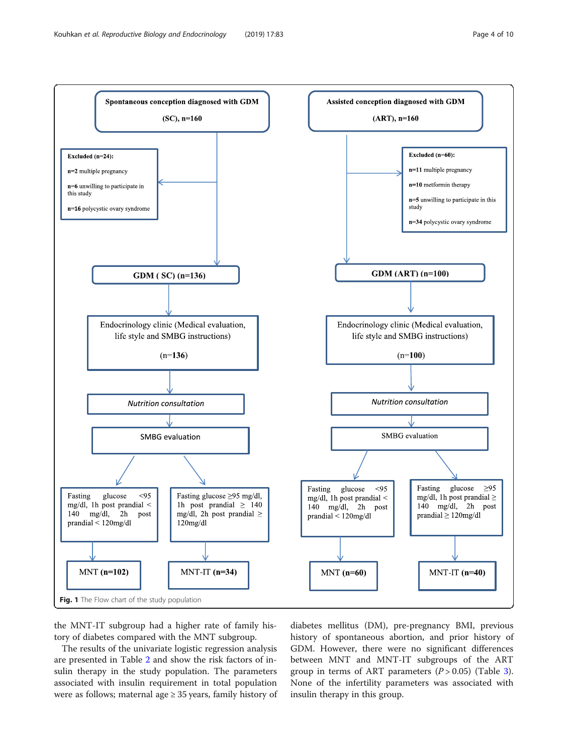**Spontaneous conception diagnosed with GDM (SC), n=160**

- Excluded (n=24):
  - n=2 multiple pregnancy
  - n=6 unwilling to participate in this study
  - n=16 polycystic ovary syndrome
- GDM (SC) (n=136)
- Endocrinology clinic (Medical evaluation, life style and SMBG instructions) (n=136)
- Nutrition consultation
- SMBG evaluation
  - Fasting glucose <95 mg/dl, 1h post prandial < 140 mg/dl, 2h post prandial < 120mg/dl → MNT (n=102)
  - Fasting glucose ≥95 mg/dl, 1h post prandial ≥ 140 mg/dl, 2h post prandial ≥ 120mg/dl → MNT-IT (n=34)

**Assisted conception diagnosed with GDM (ART), n=160**

- Excluded (n=60):
  - n=11 multiple pregnancy
  - n=10 metformin therapy
  - n=5 unwilling to participate in this study
  - n=34 polycystic ovary syndrome
- GDM (ART) (n=100)
- Endocrinology clinic (Medical evaluation, life style and SMBG instructions) (n=100)
- Nutrition consultation
- SMBG evaluation
  - Fasting glucose <95 mg/dl, 1h post prandial < 140 mg/dl, 2h post prandial < 120mg/dl → MNT (n=60)
  - Fasting glucose ≥95 mg/dl, 1h post prandial ≥ 140 mg/dl, 2h post prandial ≥ 120mg/dl → MNT-IT (n=40)

**Fig. 1** The Flow chart of the study population

the MNT-IT subgroup had a higher rate of family history of diabetes compared with the MNT subgroup.

The results of the univariate logistic regression analysis are presented in Table 2 and show the risk factors of insulin therapy in the study population. The parameters associated with insulin requirement in total population were as follows; maternal age ≥ 35 years, family history of diabetes mellitus (DM), pre-pregnancy BMI, previous history of spontaneous abortion, and prior history of GDM. However, there were no significant differences between MNT and MNT-IT subgroups of the ART group in terms of ART parameters ($P > 0.05$) (Table 3). None of the infertility parameters was associated with insulin therapy in this group.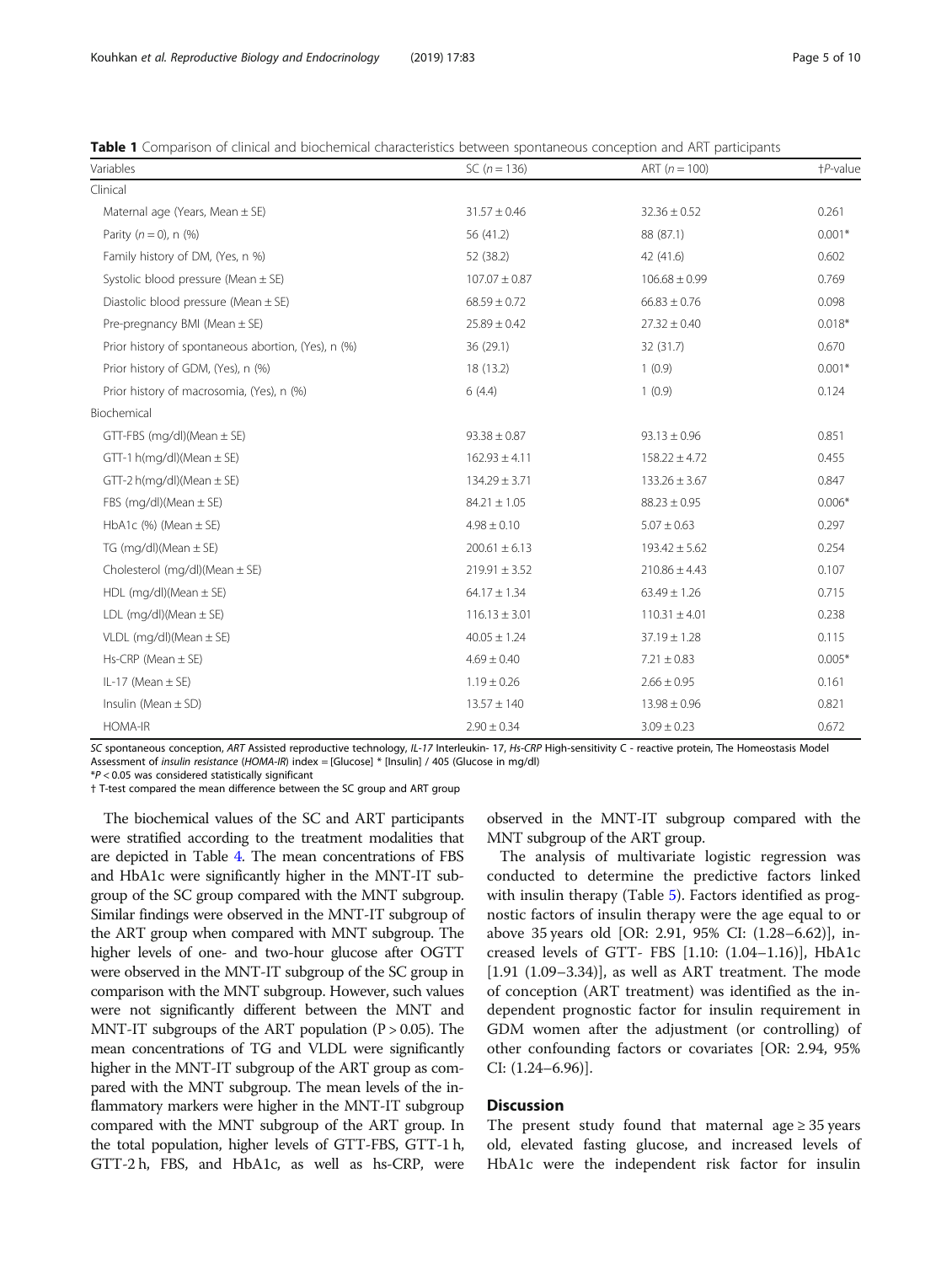**Table 1** Comparison of clinical and biochemical characteristics between spontaneous conception and ART participants

| Variables | SC (n = 136) | ART (n = 100) | †P-value |
|---|---|---|---|
| Clinical | | | |
| Maternal age (Years, Mean ± SE) | 31.57 ± 0.46 | 32.36 ± 0.52 | 0.261 |
| Parity (n = 0), n (%) | 56 (41.2) | 88 (87.1) | 0.001* |
| Family history of DM, (Yes, n %) | 52 (38.2) | 42 (41.6) | 0.602 |
| Systolic blood pressure (Mean ± SE) | 107.07 ± 0.87 | 106.68 ± 0.99 | 0.769 |
| Diastolic blood pressure (Mean ± SE) | 68.59 ± 0.72 | 66.83 ± 0.76 | 0.098 |
| Pre-pregnancy BMI (Mean ± SE) | 25.89 ± 0.42 | 27.32 ± 0.40 | 0.018* |
| Prior history of spontaneous abortion, (Yes), n (%) | 36 (29.1) | 32 (31.7) | 0.670 |
| Prior history of GDM, (Yes), n (%) | 18 (13.2) | 1 (0.9) | 0.001* |
| Prior history of macrosomia, (Yes), n (%) | 6 (4.4) | 1 (0.9) | 0.124 |
| Biochemical | | | |
| GTT-FBS (mg/dl)(Mean ± SE) | 93.38 ± 0.87 | 93.13 ± 0.96 | 0.851 |
| GTT-1 h(mg/dl)(Mean ± SE) | 162.93 ± 4.11 | 158.22 ± 4.72 | 0.455 |
| GTT-2 h(mg/dl)(Mean ± SE) | 134.29 ± 3.71 | 133.26 ± 3.67 | 0.847 |
| FBS (mg/dl)(Mean ± SE) | 84.21 ± 1.05 | 88.23 ± 0.95 | 0.006* |
| HbA1c (%) (Mean ± SE) | 4.98 ± 0.10 | 5.07 ± 0.63 | 0.297 |
| TG (mg/dl)(Mean ± SE) | 200.61 ± 6.13 | 193.42 ± 5.62 | 0.254 |
| Cholesterol (mg/dl)(Mean ± SE) | 219.91 ± 3.52 | 210.86 ± 4.43 | 0.107 |
| HDL (mg/dl)(Mean ± SE) | 64.17 ± 1.34 | 63.49 ± 1.26 | 0.715 |
| LDL (mg/dl)(Mean ± SE) | 116.13 ± 3.01 | 110.31 ± 4.01 | 0.238 |
| VLDL (mg/dl)(Mean ± SE) | 40.05 ± 1.24 | 37.19 ± 1.28 | 0.115 |
| Hs-CRP (Mean ± SE) | 4.69 ± 0.40 | 7.21 ± 0.83 | 0.005* |
| IL-17 (Mean ± SE) | 1.19 ± 0.26 | 2.66 ± 0.95 | 0.161 |
| Insulin (Mean ± SD) | 13.57 ± 140 | 13.98 ± 0.96 | 0.821 |
| HOMA-IR | 2.90 ± 0.34 | 3.09 ± 0.23 | 0.672 |

*SC* spontaneous conception, *ART* Assisted reproductive technology, *IL-17* Interleukin- 17, *Hs-CRP* High-sensitivity C - reactive protein, The Homeostasis Model Assessment of *insulin resistance* (*HOMA-IR*) index = [Glucose] * [Insulin] / 405 (Glucose in mg/dl)

*P < 0.05 was considered statistically significant

† T-test compared the mean difference between the SC group and ART group

The biochemical values of the SC and ART participants were stratified according to the treatment modalities that are depicted in Table 4. The mean concentrations of FBS and HbA1c were significantly higher in the MNT-IT subgroup of the SC group compared with the MNT subgroup. Similar findings were observed in the MNT-IT subgroup of the ART group when compared with MNT subgroup. The higher levels of one- and two-hour glucose after OGTT were observed in the MNT-IT subgroup of the SC group in comparison with the MNT subgroup. However, such values were not significantly different between the MNT and MNT-IT subgroups of the ART population ($P > 0.05$). The mean concentrations of TG and VLDL were significantly higher in the MNT-IT subgroup of the ART group as compared with the MNT subgroup. The mean levels of the inflammatory markers were higher in the MNT-IT subgroup compared with the MNT subgroup of the ART group. In the total population, higher levels of GTT-FBS, GTT-1 h, GTT-2 h, FBS, and HbA1c, as well as hs-CRP, were observed in the MNT-IT subgroup compared with the MNT subgroup of the ART group.

The analysis of multivariate logistic regression was conducted to determine the predictive factors linked with insulin therapy (Table 5). Factors identified as prognostic factors of insulin therapy were the age equal to or above 35 years old [OR: 2.91, 95% CI: (1.28–6.62)], increased levels of GTT- FBS [1.10: (1.04–1.16)], HbA1c [1.91 (1.09–3.34)], as well as ART treatment. The mode of conception (ART treatment) was identified as the independent prognostic factor for insulin requirement in GDM women after the adjustment (or controlling) of other confounding factors or covariates [OR: 2.94, 95% CI: (1.24–6.96)].

## Discussion

The present study found that maternal age ≥ 35 years old, elevated fasting glucose, and increased levels of HbA1c were the independent risk factor for insulin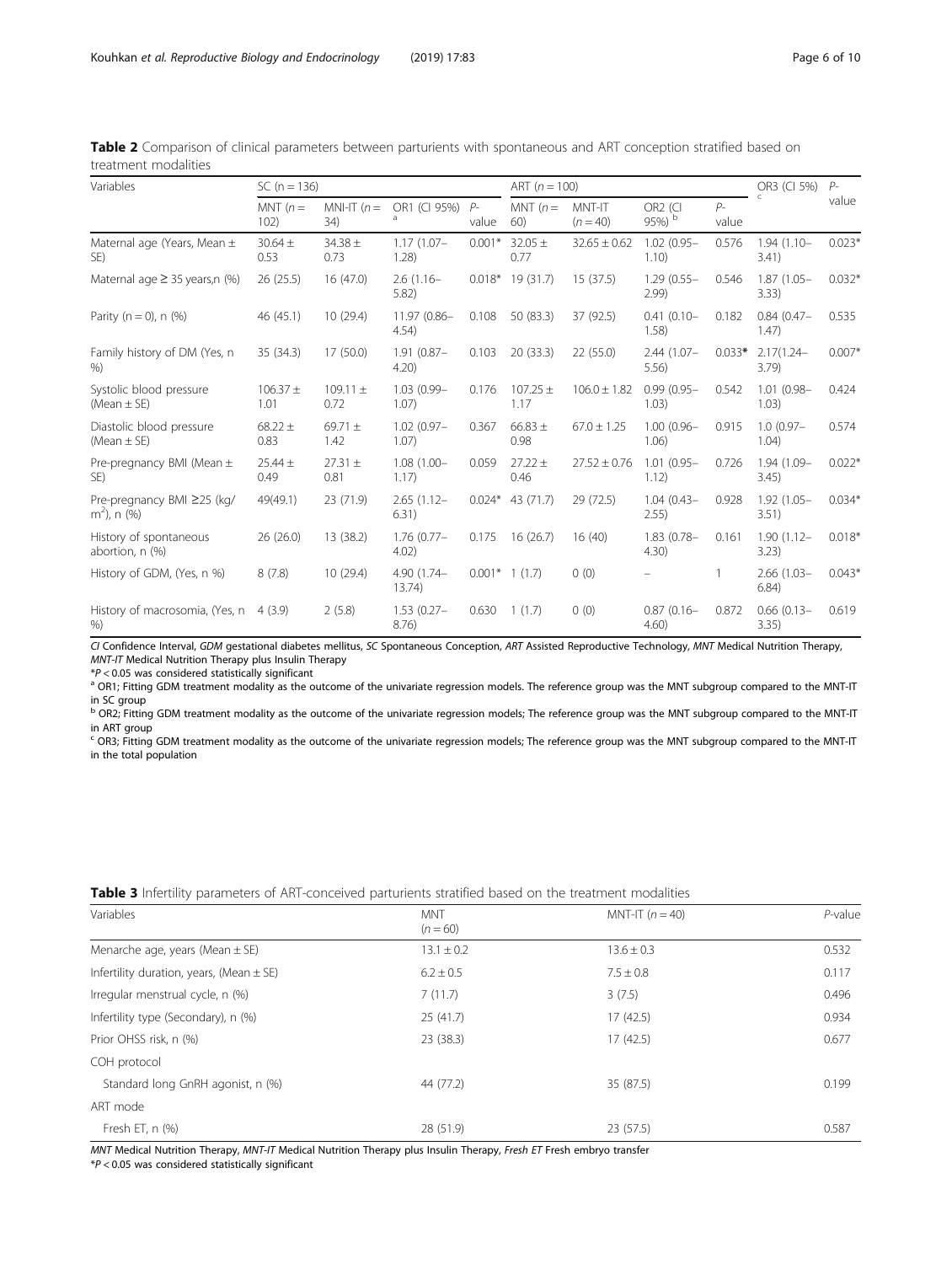**Table 2** Comparison of clinical parameters between parturients with spontaneous and ART conception stratified based on treatment modalities

| Variables | SC (n = 136) | | | | ART (n = 100) | | | | OR3 (CI 5%) [c] | P-value |
|---|---|---|---|---|---|---|---|---|---|---|
| | MNT (n = 102) | MNI-IT (n = 34) | OR1 (CI 95%) [a] | P-value | MNT (n = 60) | MNT-IT (n = 40) | OR2 (CI 95%) [b] | P-value | | |
| Maternal age (Years, Mean ± SE) | 30.64 ± 0.53 | 34.38 ± 0.73 | 1.17 (1.07–1.28) | 0.001* | 32.05 ± 0.77 | 32.65 ± 0.62 | 1.02 (0.95–1.10) | 0.576 | 1.94 (1.10–3.41) | 0.023* |
| Maternal age ≥ 35 years,n (%) | 26 (25.5) | 16 (47.0) | 2.6 (1.16–5.82) | 0.018* | 19 (31.7) | 15 (37.5) | 1.29 (0.55–2.99) | 0.546 | 1.87 (1.05–3.33) | 0.032* |
| Parity (n = 0), n (%) | 46 (45.1) | 10 (29.4) | 11.97 (0.86–4.54) | 0.108 | 50 (83.3) | 37 (92.5) | 0.41 (0.10–1.58) | 0.182 | 0.84 (0.47–1.47) | 0.535 |
| Family history of DM (Yes, n %) | 35 (34.3) | 17 (50.0) | 1.91 (0.87–4.20) | 0.103 | 20 (33.3) | 22 (55.0) | 2.44 (1.07–5.56) | 0.033* | 2.17(1.24–3.79) | 0.007* |
| Systolic blood pressure (Mean ± SE) | 106.37 ± 1.01 | 109.11 ± 0.72 | 1.03 (0.99–1.07) | 0.176 | 107.25 ± 1.17 | 106.0 ± 1.82 | 0.99 (0.95–1.03) | 0.542 | 1.01 (0.98–1.03) | 0.424 |
| Diastolic blood pressure (Mean ± SE) | 68.22 ± 0.83 | 69.71 ± 1.42 | 1.02 (0.97–1.07) | 0.367 | 66.83 ± 0.98 | 67.0 ± 1.25 | 1.00 (0.96–1.06) | 0.915 | 1.0 (0.97–1.04) | 0.574 |
| Pre-pregnancy BMI (Mean ± SE) | 25.44 ± 0.49 | 27.31 ± 0.81 | 1.08 (1.00–1.17) | 0.059 | 27.22 ± 0.46 | 27.52 ± 0.76 | 1.01 (0.95–1.12) | 0.726 | 1.94 (1.09–3.45) | 0.022* |
| Pre-pregnancy BMI ≥25 (kg/m²), n (%) | 49(49.1) | 23 (71.9) | 2.65 (1.12–6.31) | 0.024* | 43 (71.7) | 29 (72.5) | 1.04 (0.43–2.55) | 0.928 | 1.92 (1.05–3.51) | 0.034* |
| History of spontaneous abortion, n (%) | 26 (26.0) | 13 (38.2) | 1.76 (0.77–4.02) | 0.175 | 16 (26.7) | 16 (40) | 1.83 (0.78–4.30) | 0.161 | 1.90 (1.12–3.23) | 0.018* |
| History of GDM, (Yes, n %) | 8 (7.8) | 10 (29.4) | 4.90 (1.74–13.74) | 0.001* | 1 (1.7) | 0 (0) | – | 1 | 2.66 (1.03–6.84) | 0.043* |
| History of macrosomia, (Yes, n %) | 4 (3.9) | 2 (5.8) | 1.53 (0.27–8.76) | 0.630 | 1 (1.7) | 0 (0) | 0.87 (0.16–4.60) | 0.872 | 0.66 (0.13–3.35) | 0.619 |

*CI* Confidence Interval, *GDM* gestational diabetes mellitus, *SC* Spontaneous Conception, *ART* Assisted Reproductive Technology, *MNT* Medical Nutrition Therapy, *MNT-IT* Medical Nutrition Therapy plus Insulin Therapy

*$P < 0.05$ was considered statistically significant

[a] OR1; Fitting GDM treatment modality as the outcome of the univariate regression models. The reference group was the MNT subgroup compared to the MNT-IT in SC group

[b] OR2; Fitting GDM treatment modality as the outcome of the univariate regression models; The reference group was the MNT subgroup compared to the MNT-IT in ART group

[c] OR3; Fitting GDM treatment modality as the outcome of the univariate regression models; The reference group was the MNT subgroup compared to the MNT-IT in the total population

**Table 3** Infertility parameters of ART-conceived parturients stratified based on the treatment modalities

| Variables | MNT (n = 60) | MNT-IT (n = 40) | P-value |
|---|---|---|---|
| Menarche age, years (Mean ± SE) | 13.1 ± 0.2 | 13.6 ± 0.3 | 0.532 |
| Infertility duration, years, (Mean ± SE) | 6.2 ± 0.5 | 7.5 ± 0.8 | 0.117 |
| Irregular menstrual cycle, n (%) | 7 (11.7) | 3 (7.5) | 0.496 |
| Infertility type (Secondary), n (%) | 25 (41.7) | 17 (42.5) | 0.934 |
| Prior OHSS risk, n (%) | 23 (38.3) | 17 (42.5) | 0.677 |
| COH protocol | | | |
| Standard long GnRH agonist, n (%) | 44 (77.2) | 35 (87.5) | 0.199 |
| ART mode | | | |
| Fresh ET, n (%) | 28 (51.9) | 23 (57.5) | 0.587 |

*MNT* Medical Nutrition Therapy, *MNT-IT* Medical Nutrition Therapy plus Insulin Therapy, *Fresh ET* Fresh embryo transfer

*$P < 0.05$ was considered statistically significant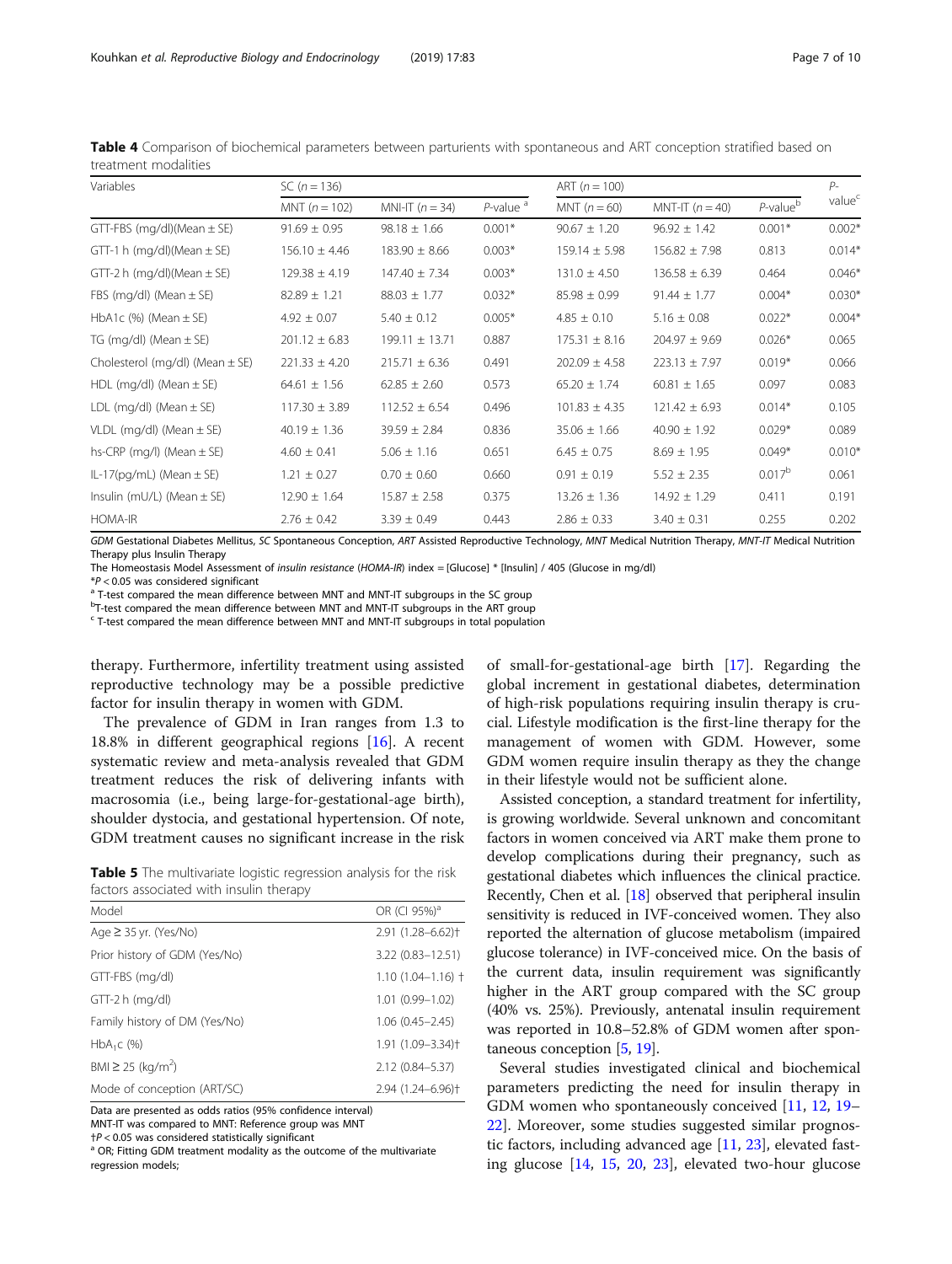**Table 4** Comparison of biochemical parameters between parturients with spontaneous and ART conception stratified based on treatment modalities

| Variables | SC (n = 136) | | | ART (n = 100) | | | P-value[c] |
|---|---|---|---|---|---|---|---|
| | MNT (n = 102) | MNI-IT (n = 34) | P-value [a] | MNT (n = 60) | MNT-IT (n = 40) | P-value[b] | |
| GTT-FBS (mg/dl)(Mean ± SE) | 91.69 ± 0.95 | 98.18 ± 1.66 | 0.001* | 90.67 ± 1.20 | 96.92 ± 1.42 | 0.001* | 0.002* |
| GTT-1 h (mg/dl)(Mean ± SE) | 156.10 ± 4.46 | 183.90 ± 8.66 | 0.003* | 159.14 ± 5.98 | 156.82 ± 7.98 | 0.813 | 0.014* |
| GTT-2 h (mg/dl)(Mean ± SE) | 129.38 ± 4.19 | 147.40 ± 7.34 | 0.003* | 131.0 ± 4.50 | 136.58 ± 6.39 | 0.464 | 0.046* |
| FBS (mg/dl) (Mean ± SE) | 82.89 ± 1.21 | 88.03 ± 1.77 | 0.032* | 85.98 ± 0.99 | 91.44 ± 1.77 | 0.004* | 0.030* |
| HbA1c (%) (Mean ± SE) | 4.92 ± 0.07 | 5.40 ± 0.12 | 0.005* | 4.85 ± 0.10 | 5.16 ± 0.08 | 0.022* | 0.004* |
| TG (mg/dl) (Mean ± SE) | 201.12 ± 6.83 | 199.11 ± 13.71 | 0.887 | 175.31 ± 8.16 | 204.97 ± 9.69 | 0.026* | 0.065 |
| Cholesterol (mg/dl) (Mean ± SE) | 221.33 ± 4.20 | 215.71 ± 6.36 | 0.491 | 202.09 ± 4.58 | 223.13 ± 7.97 | 0.019* | 0.066 |
| HDL (mg/dl) (Mean ± SE) | 64.61 ± 1.56 | 62.85 ± 2.60 | 0.573 | 65.20 ± 1.74 | 60.81 ± 1.65 | 0.097 | 0.083 |
| LDL (mg/dl) (Mean ± SE) | 117.30 ± 3.89 | 112.52 ± 6.54 | 0.496 | 101.83 ± 4.35 | 121.42 ± 6.93 | 0.014* | 0.105 |
| VLDL (mg/dl) (Mean ± SE) | 40.19 ± 1.36 | 39.59 ± 2.84 | 0.836 | 35.06 ± 1.66 | 40.90 ± 1.92 | 0.029* | 0.089 |
| hs-CRP (mg/l) (Mean ± SE) | 4.60 ± 0.41 | 5.06 ± 1.16 | 0.651 | 6.45 ± 0.75 | 8.69 ± 1.95 | 0.049* | 0.010* |
| IL-17(pg/mL) (Mean ± SE) | 1.21 ± 0.27 | 0.70 ± 0.60 | 0.660 | 0.91 ± 0.19 | 5.52 ± 2.35 | 0.017[b] | 0.061 |
| Insulin (mU/L) (Mean ± SE) | 12.90 ± 1.64 | 15.87 ± 2.58 | 0.375 | 13.26 ± 1.36 | 14.92 ± 1.29 | 0.411 | 0.191 |
| HOMA-IR | 2.76 ± 0.42 | 3.39 ± 0.49 | 0.443 | 2.86 ± 0.33 | 3.40 ± 0.31 | 0.255 | 0.202 |

*GDM* Gestational Diabetes Mellitus, *SC* Spontaneous Conception, *ART* Assisted Reproductive Technology, *MNT* Medical Nutrition Therapy, *MNT-IT* Medical Nutrition Therapy plus Insulin Therapy

The Homeostasis Model Assessment of *insulin resistance* (*HOMA-IR*) index = [Glucose] * [Insulin] / 405 (Glucose in mg/dl)

*$P < 0.05$ was considered significant

[a] T-test compared the mean difference between MNT and MNT-IT subgroups in the SC group

[b] T-test compared the mean difference between MNT and MNT-IT subgroups in the ART group

[c] T-test compared the mean difference between MNT and MNT-IT subgroups in total population

therapy. Furthermore, infertility treatment using assisted reproductive technology may be a possible predictive factor for insulin therapy in women with GDM.

The prevalence of GDM in Iran ranges from 1.3 to 18.8% in different geographical regions [16]. A recent systematic review and meta-analysis revealed that GDM treatment reduces the risk of delivering infants with macrosomia (i.e., being large-for-gestational-age birth), shoulder dystocia, and gestational hypertension. Of note, GDM treatment causes no significant increase in the risk of small-for-gestational-age birth [17]. Regarding the global increment in gestational diabetes, determination of high-risk populations requiring insulin therapy is crucial. Lifestyle modification is the first-line therapy for the management of women with GDM. However, some GDM women require insulin therapy as they the change in their lifestyle would not be sufficient alone.

**Table 5** The multivariate logistic regression analysis for the risk factors associated with insulin therapy

| Model | OR (CI 95%)[a] |
|---|---|
| Age ≥ 35 yr. (Yes/No) | 2.91 (1.28–6.62)† |
| Prior history of GDM (Yes/No) | 3.22 (0.83–12.51) |
| GTT-FBS (mg/dl) | 1.10 (1.04–1.16) † |
| GTT-2 h (mg/dl) | 1.01 (0.99–1.02) |
| Family history of DM (Yes/No) | 1.06 (0.45–2.45) |
| $HbA_1c$ (%) | 1.91 (1.09–3.34)† |
| BMI ≥ 25 (kg/m$^2$) | 2.12 (0.84–5.37) |
| Mode of conception (ART/SC) | 2.94 (1.24–6.96)† |

Data are presented as odds ratios (95% confidence interval)

MNT-IT was compared to MNT: Reference group was MNT

†$P < 0.05$ was considered statistically significant

[a] OR; Fitting GDM treatment modality as the outcome of the multivariate regression models;

Assisted conception, a standard treatment for infertility, is growing worldwide. Several unknown and concomitant factors in women conceived via ART make them prone to develop complications during their pregnancy, such as gestational diabetes which influences the clinical practice. Recently, Chen et al. [18] observed that peripheral insulin sensitivity is reduced in IVF-conceived women. They also reported the alternation of glucose metabolism (impaired glucose tolerance) in IVF-conceived mice. On the basis of the current data, insulin requirement was significantly higher in the ART group compared with the SC group (40% vs. 25%). Previously, antenatal insulin requirement was reported in 10.8–52.8% of GDM women after spontaneous conception [5, 19].

Several studies investigated clinical and biochemical parameters predicting the need for insulin therapy in GDM women who spontaneously conceived [11, 12, 19–22]. Moreover, some studies suggested similar prognostic factors, including advanced age [11, 23], elevated fasting glucose [14, 15, 20, 23], elevated two-hour glucose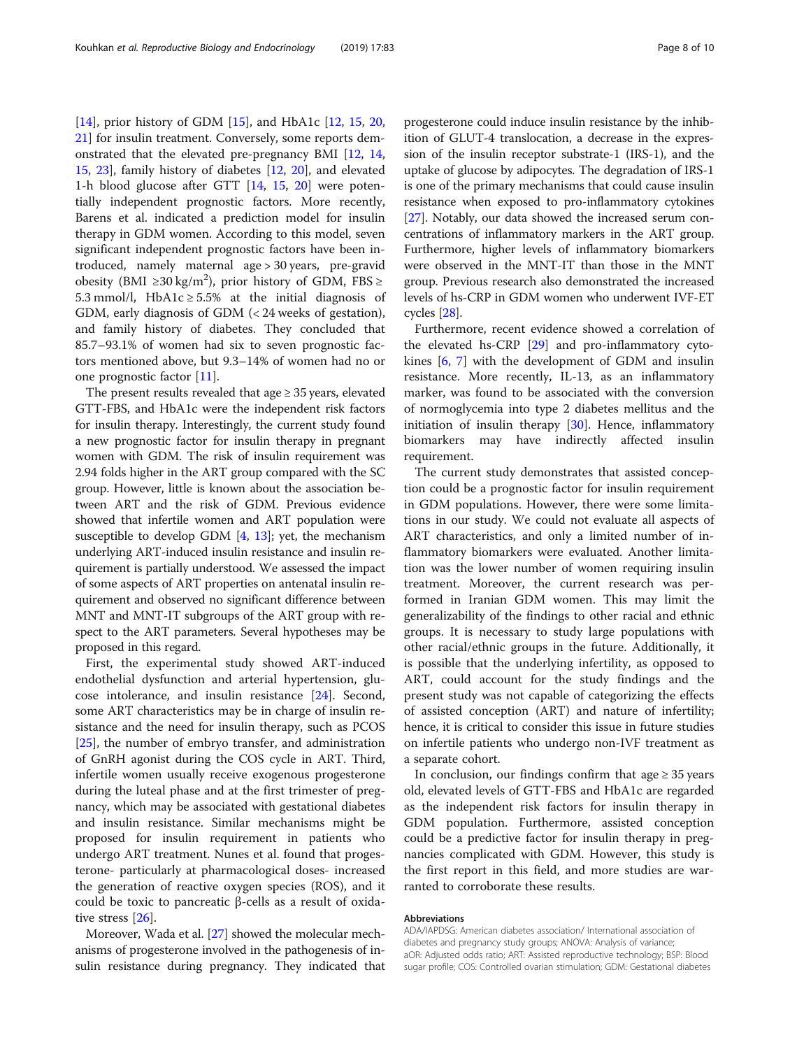[14], prior history of GDM [15], and HbA1c [12, 15, 20, 21] for insulin treatment. Conversely, some reports demonstrated that the elevated pre-pregnancy BMI [12, 14, 15, 23], family history of diabetes [12, 20], and elevated 1-h blood glucose after GTT [14, 15, 20] were potentially independent prognostic factors. More recently, Barens et al. indicated a prediction model for insulin therapy in GDM women. According to this model, seven significant independent prognostic factors have been introduced, namely maternal age > 30 years, pre-gravid obesity (BMI ≥30 kg/m$^2$), prior history of GDM, FBS ≥ 5.3 mmol/l, HbA1c ≥ 5.5% at the initial diagnosis of GDM, early diagnosis of GDM (< 24 weeks of gestation), and family history of diabetes. They concluded that 85.7–93.1% of women had six to seven prognostic factors mentioned above, but 9.3–14% of women had no or one prognostic factor [11].

The present results revealed that age ≥ 35 years, elevated GTT-FBS, and HbA1c were the independent risk factors for insulin therapy. Interestingly, the current study found a new prognostic factor for insulin therapy in pregnant women with GDM. The risk of insulin requirement was 2.94 folds higher in the ART group compared with the SC group. However, little is known about the association between ART and the risk of GDM. Previous evidence showed that infertile women and ART population were susceptible to develop GDM [4, 13]; yet, the mechanism underlying ART-induced insulin resistance and insulin requirement is partially understood. We assessed the impact of some aspects of ART properties on antenatal insulin requirement and observed no significant difference between MNT and MNT-IT subgroups of the ART group with respect to the ART parameters. Several hypotheses may be proposed in this regard.

First, the experimental study showed ART-induced endothelial dysfunction and arterial hypertension, glucose intolerance, and insulin resistance [24]. Second, some ART characteristics may be in charge of insulin resistance and the need for insulin therapy, such as PCOS [25], the number of embryo transfer, and administration of GnRH agonist during the COS cycle in ART. Third, infertile women usually receive exogenous progesterone during the luteal phase and at the first trimester of pregnancy, which may be associated with gestational diabetes and insulin resistance. Similar mechanisms might be proposed for insulin requirement in patients who undergo ART treatment. Nunes et al. found that progesterone- particularly at pharmacological doses- increased the generation of reactive oxygen species (ROS), and it could be toxic to pancreatic β-cells as a result of oxidative stress [26].

Moreover, Wada et al. [27] showed the molecular mechanisms of progesterone involved in the pathogenesis of insulin resistance during pregnancy. They indicated that progesterone could induce insulin resistance by the inhibition of GLUT-4 translocation, a decrease in the expression of the insulin receptor substrate-1 (IRS-1), and the uptake of glucose by adipocytes. The degradation of IRS-1 is one of the primary mechanisms that could cause insulin resistance when exposed to pro-inflammatory cytokines [27]. Notably, our data showed the increased serum concentrations of inflammatory markers in the ART group. Furthermore, higher levels of inflammatory biomarkers were observed in the MNT-IT than those in the MNT group. Previous research also demonstrated the increased levels of hs-CRP in GDM women who underwent IVF-ET cycles [28].

Furthermore, recent evidence showed a correlation of the elevated hs-CRP [29] and pro-inflammatory cytokines [6, 7] with the development of GDM and insulin resistance. More recently, IL-13, as an inflammatory marker, was found to be associated with the conversion of normoglycemia into type 2 diabetes mellitus and the initiation of insulin therapy [30]. Hence, inflammatory biomarkers may have indirectly affected insulin requirement.

The current study demonstrates that assisted conception could be a prognostic factor for insulin requirement in GDM populations. However, there were some limitations in our study. We could not evaluate all aspects of ART characteristics, and only a limited number of inflammatory biomarkers were evaluated. Another limitation was the lower number of women requiring insulin treatment. Moreover, the current research was performed in Iranian GDM women. This may limit the generalizability of the findings to other racial and ethnic groups. It is necessary to study large populations with other racial/ethnic groups in the future. Additionally, it is possible that the underlying infertility, as opposed to ART, could account for the study findings and the present study was not capable of categorizing the effects of assisted conception (ART) and nature of infertility; hence, it is critical to consider this issue in future studies on infertile patients who undergo non-IVF treatment as a separate cohort.

In conclusion, our findings confirm that age ≥ 35 years old, elevated levels of GTT-FBS and HbA1c are regarded as the independent risk factors for insulin therapy in GDM population. Furthermore, assisted conception could be a predictive factor for insulin therapy in pregnancies complicated with GDM. However, this study is the first report in this field, and more studies are warranted to corroborate these results.

#### Abbreviations

ADA/IAPDSG: American diabetes association/ International association of diabetes and pregnancy study groups; ANOVA: Analysis of variance; aOR: Adjusted odds ratio; ART: Assisted reproductive technology; BSP: Blood sugar profile; COS: Controlled ovarian stimulation; GDM: Gestational diabetes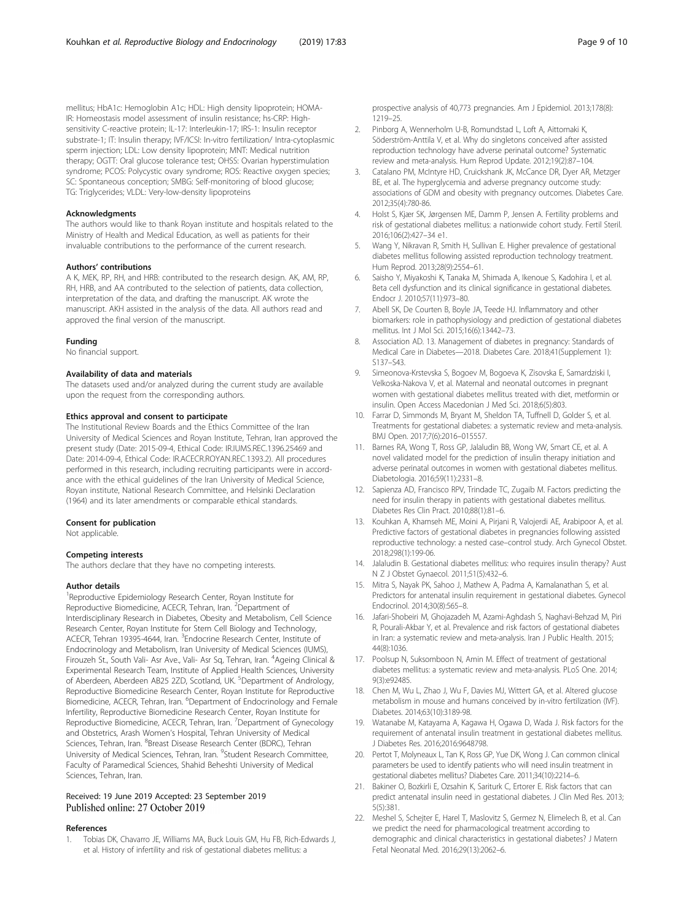mellitus; HbA1c: Hemoglobin A1c; HDL: High density lipoprotein; HOMA-IR: Homeostasis model assessment of insulin resistance; hs-CRP: High-sensitivity C-reactive protein; IL-17: Interleukin-17; IRS-1: Insulin receptor substrate-1; IT: Insulin therapy; IVF/ICSI: In-vitro fertilization/ Intra-cytoplasmic sperm injection; LDL: Low density lipoprotein; MNT: Medical nutrition therapy; OGTT: Oral glucose tolerance test; OHSS: Ovarian hyperstimulation syndrome; PCOS: Polycystic ovary syndrome; ROS: Reactive oxygen species; SC: Spontaneous conception; SMBG: Self-monitoring of blood glucose; TG: Triglycerides; VLDL: Very-low-density lipoproteins

#### Acknowledgments

The authors would like to thank Royan institute and hospitals related to the Ministry of Health and Medical Education, as well as patients for their invaluable contributions to the performance of the current research.

#### Authors' contributions

A K, MEK, RP, RH, and HRB: contributed to the research design. AK, AM, RP, RH, HRB, and AA contributed to the selection of patients, data collection, interpretation of the data, and drafting the manuscript. AK wrote the manuscript. AKH assisted in the analysis of the data. All authors read and approved the final version of the manuscript.

#### Funding

No financial support.

#### Availability of data and materials

The datasets used and/or analyzed during the current study are available upon the request from the corresponding authors.

#### Ethics approval and consent to participate

The Institutional Review Boards and the Ethics Committee of the Iran University of Medical Sciences and Royan Institute, Tehran, Iran approved the present study (Date: 2015-09-4, Ethical Code: IR.IUMS.REC.1396.25469 and Date: 2014-09-4, Ethical Code: IR.ACECR.ROYAN.REC.1393.2). All procedures performed in this research, including recruiting participants were in accordance with the ethical guidelines of the Iran University of Medical Science, Royan institute, National Research Committee, and Helsinki Declaration (1964) and its later amendments or comparable ethical standards.

#### Consent for publication

Not applicable.

#### Competing interests

The authors declare that they have no competing interests.

#### Author details

[1]Reproductive Epidemiology Research Center, Royan Institute for Reproductive Biomedicine, ACECR, Tehran, Iran. [2]Department of Interdisciplinary Research in Diabetes, Obesity and Metabolism, Cell Science Research Center, Royan Institute for Stem Cell Biology and Technology, ACECR, Tehran 19395-4644, Iran. [3]Endocrine Research Center, Institute of Endocrinology and Metabolism, Iran University of Medical Sciences (IUMS), Firouzeh St., South Vali- Asr Ave., Vali- Asr Sq, Tehran, Iran. [4]Ageing Clinical & Experimental Research Team, Institute of Applied Health Sciences, University of Aberdeen, Aberdeen AB25 2ZD, Scotland, UK. [5]Department of Andrology, Reproductive Biomedicine Research Center, Royan Institute for Reproductive Biomedicine, ACECR, Tehran, Iran. [6]Department of Endocrinology and Female Infertility, Reproductive Biomedicine Research Center, Royan Institute for Reproductive Biomedicine, ACECR, Tehran, Iran. [7]Department of Gynecology and Obstetrics, Arash Women's Hospital, Tehran University of Medical Sciences, Tehran, Iran. [8]Breast Disease Research Center (BDRC), Tehran University of Medical Sciences, Tehran, Iran. [9]Student Research Committee, Faculty of Paramedical Sciences, Shahid Beheshti University of Medical Sciences, Tehran, Iran.

Received: 19 June 2019 Accepted: 23 September 2019
Published online: 27 October 2019

#### References

1. Tobias DK, Chavarro JE, Williams MA, Buck Louis GM, Hu FB, Rich-Edwards J, et al. History of infertility and risk of gestational diabetes mellitus: a prospective analysis of 40,773 pregnancies. Am J Epidemiol. 2013;178(8):1219–25.
2. Pinborg A, Wennerholm U-B, Romundstad L, Loft A, Aittomaki K, Söderström-Anttila V, et al. Why do singletons conceived after assisted reproduction technology have adverse perinatal outcome? Systematic review and meta-analysis. Hum Reprod Update. 2012;19(2):87–104.
3. Catalano PM, McIntyre HD, Cruickshank JK, McCance DR, Dyer AR, Metzger BE, et al. The hyperglycemia and adverse pregnancy outcome study: associations of GDM and obesity with pregnancy outcomes. Diabetes Care. 2012;35(4):780-86.
4. Holst S, Kjær SK, Jørgensen ME, Damm P, Jensen A. Fertility problems and risk of gestational diabetes mellitus: a nationwide cohort study. Fertil Steril. 2016;106(2):427–34 e1.
5. Wang Y, Nikravan R, Smith H, Sullivan E. Higher prevalence of gestational diabetes mellitus following assisted reproduction technology treatment. Hum Reprod. 2013;28(9):2554–61.
6. Saisho Y, Miyakoshi K, Tanaka M, Shimada A, Ikenoue S, Kadohira I, et al. Beta cell dysfunction and its clinical significance in gestational diabetes. Endocr J. 2010;57(11):973–80.
7. Abell SK, De Courten B, Boyle JA, Teede HJ. Inflammatory and other biomarkers: role in pathophysiology and prediction of gestational diabetes mellitus. Int J Mol Sci. 2015;16(6):13442–73.
8. Association AD. 13. Management of diabetes in pregnancy: Standards of Medical Care in Diabetes—2018. Diabetes Care. 2018;41(Supplement 1): S137–S43.
9. Simeonova-Krstevska S, Bogoev M, Bogoeva K, Zisovska E, Samardziski I, Velkoska-Nakova V, et al. Maternal and neonatal outcomes in pregnant women with gestational diabetes mellitus treated with diet, metformin or insulin. Open Access Macedonian J Med Sci. 2018;6(5):803.
10. Farrar D, Simmonds M, Bryant M, Sheldon TA, Tuffnell D, Golder S, et al. Treatments for gestational diabetes: a systematic review and meta-analysis. BMJ Open. 2017;7(6):2016–015557.
11. Barnes RA, Wong T, Ross GP, Jalaludin BB, Wong VW, Smart CE, et al. A novel validated model for the prediction of insulin therapy initiation and adverse perinatal outcomes in women with gestational diabetes mellitus. Diabetologia. 2016;59(11):2331–8.
12. Sapienza AD, Francisco RPV, Trindade TC, Zugaib M. Factors predicting the need for insulin therapy in patients with gestational diabetes mellitus. Diabetes Res Clin Pract. 2010;88(1):81–6.
13. Kouhkan A, Khamseh ME, Moini A, Pirjani R, Valojerdi AE, Arabipoor A, et al. Predictive factors of gestational diabetes in pregnancies following assisted reproductive technology: a nested case–control study. Arch Gynecol Obstet. 2018;298(1):199-06.
14. Jalaludin B. Gestational diabetes mellitus: who requires insulin therapy? Aust N Z J Obstet Gynaecol. 2011;51(5):432–6.
15. Mitra S, Nayak PK, Sahoo J, Mathew A, Padma A, Kamalanathan S, et al. Predictors for antenatal insulin requirement in gestational diabetes. Gynecol Endocrinol. 2014;30(8):565–8.
16. Jafari-Shobeiri M, Ghojazadeh M, Azami-Aghdash S, Naghavi-Behzad M, Piri R, Pourali-Akbar Y, et al. Prevalence and risk factors of gestational diabetes in Iran: a systematic review and meta-analysis. Iran J Public Health. 2015; 44(8):1036.
17. Poolsup N, Suksomboon N, Amin M. Effect of treatment of gestational diabetes mellitus: a systematic review and meta-analysis. PLoS One. 2014; 9(3):e92485.
18. Chen M, Wu L, Zhao J, Wu F, Davies MJ, Wittert GA, et al. Altered glucose metabolism in mouse and humans conceived by in-vitro fertilization (IVF). Diabetes. 2014;63(10):3189-98.
19. Watanabe M, Katayama A, Kagawa H, Ogawa D, Wada J. Risk factors for the requirement of antenatal insulin treatment in gestational diabetes mellitus. J Diabetes Res. 2016;2016:9648798.
20. Pertot T, Molyneaux L, Tan K, Ross GP, Yue DK, Wong J. Can common clinical parameters be used to identify patients who will need insulin treatment in gestational diabetes mellitus? Diabetes Care. 2011;34(10):2214–6.
21. Bakiner O, Bozkirli E, Ozsahin K, Sariturk C, Ertorer E. Risk factors that can predict antenatal insulin need in gestational diabetes. J Clin Med Res. 2013; 5(5):381.
22. Meshel S, Schejter E, Harel T, Maslovitz S, Germez N, Elimelech B, et al. Can we predict the need for pharmacological treatment according to demographic and clinical characteristics in gestational diabetes? J Matern Fetal Neonatal Med. 2016;29(13):2062–6.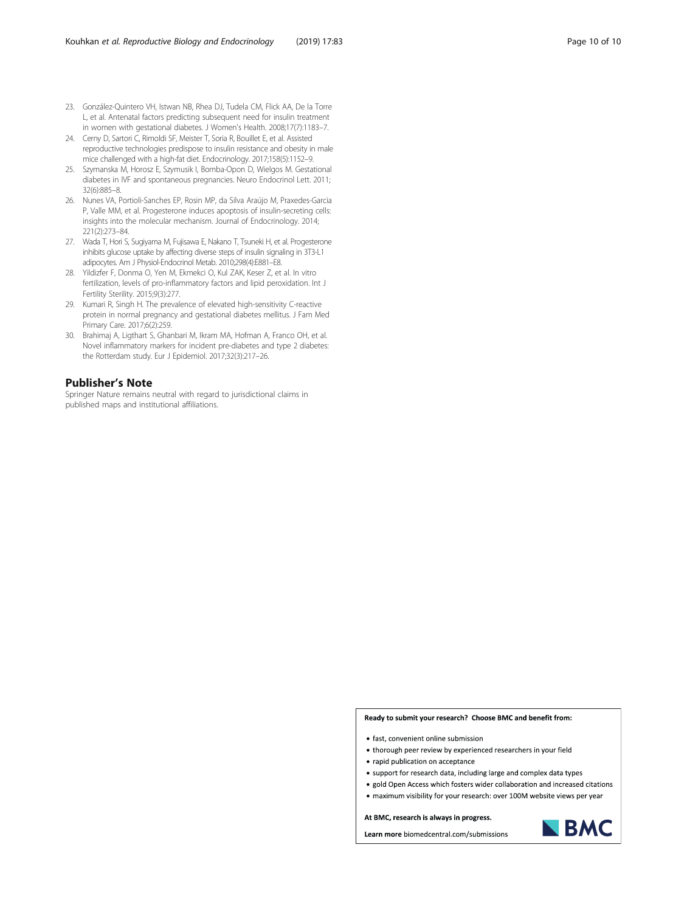23. González-Quintero VH, Istwan NB, Rhea DJ, Tudela CM, Flick AA, De la Torre L, et al. Antenatal factors predicting subsequent need for insulin treatment in women with gestational diabetes. J Women's Health. 2008;17(7):1183–7.
24. Cerny D, Sartori C, Rimoldi SF, Meister T, Soria R, Bouillet E, et al. Assisted reproductive technologies predispose to insulin resistance and obesity in male mice challenged with a high-fat diet. Endocrinology. 2017;158(5):1152–9.
25. Szymanska M, Horosz E, Szymusik I, Bomba-Opon D, Wielgos M. Gestational diabetes in IVF and spontaneous pregnancies. Neuro Endocrinol Lett. 2011; 32(6):885–8.
26. Nunes VA, Portioli-Sanches EP, Rosin MP, da Silva Araújo M, Praxedes-Garcia P, Valle MM, et al. Progesterone induces apoptosis of insulin-secreting cells: insights into the molecular mechanism. Journal of Endocrinology. 2014; 221(2):273–84.
27. Wada T, Hori S, Sugiyama M, Fujisawa E, Nakano T, Tsuneki H, et al. Progesterone inhibits glucose uptake by affecting diverse steps of insulin signaling in 3T3-L1 adipocytes. Am J Physiol-Endocrinol Metab. 2010;298(4):E881–E8.
28. Yildizfer F, Donma O, Yen M, Ekmekci O, Kul ZAK, Keser Z, et al. In vitro fertilization, levels of pro-inflammatory factors and lipid peroxidation. Int J Fertility Sterility. 2015;9(3):277.
29. Kumari R, Singh H. The prevalence of elevated high-sensitivity C-reactive protein in normal pregnancy and gestational diabetes mellitus. J Fam Med Primary Care. 2017;6(2):259.
30. Brahimaj A, Ligthart S, Ghanbari M, Ikram MA, Hofman A, Franco OH, et al. Novel inflammatory markers for incident pre-diabetes and type 2 diabetes: the Rotterdam study. Eur J Epidemiol. 2017;32(3):217–26.

## Publisher's Note

Springer Nature remains neutral with regard to jurisdictional claims in published maps and institutional affiliations.

**Ready to submit your research? Choose BMC and benefit from:**

- fast, convenient online submission
- thorough peer review by experienced researchers in your field
- rapid publication on acceptance
- support for research data, including large and complex data types
- gold Open Access which fosters wider collaboration and increased citations
- maximum visibility for your research: over 100M website views per year

**At BMC, research is always in progress.**

**Learn more** biomedcentral.com/submissions

BMC